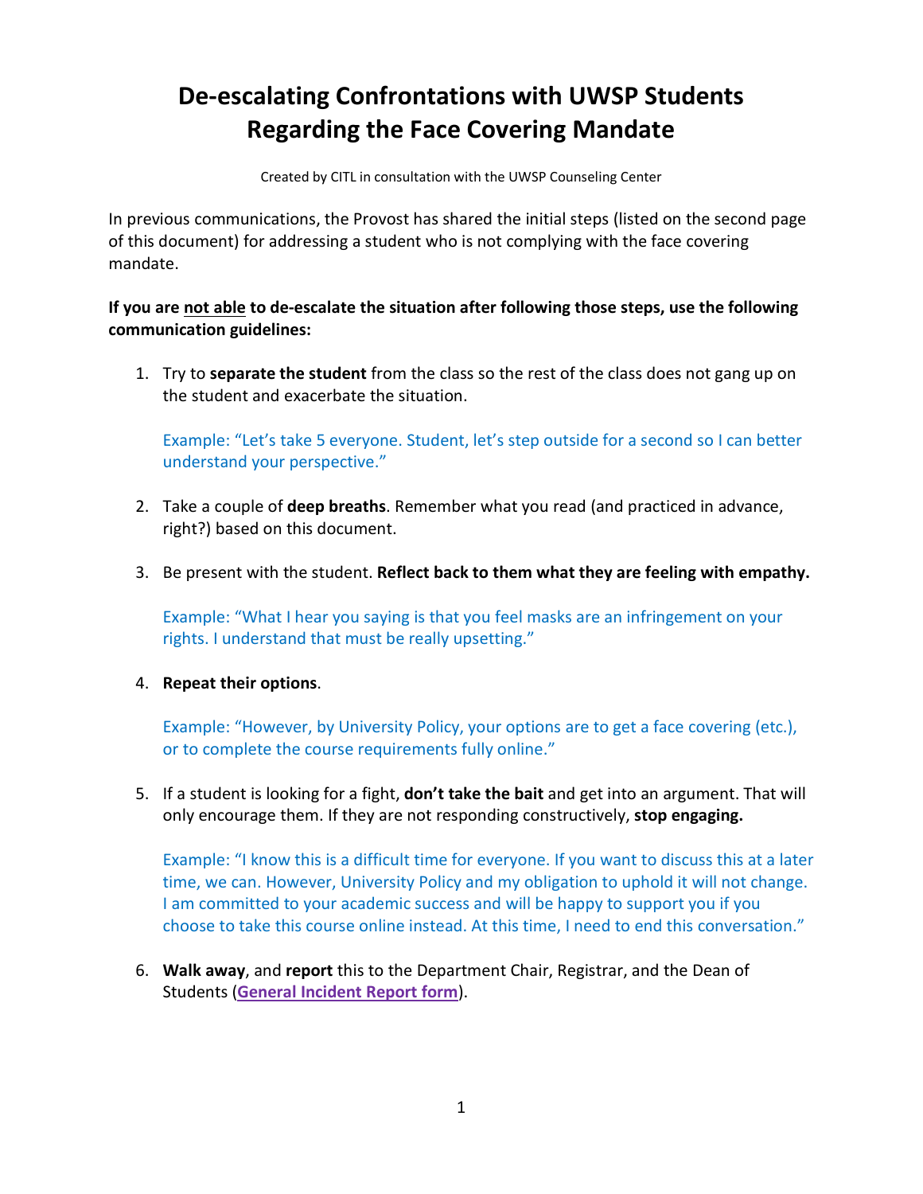# De-escalating Confrontations with UWSP Students Regarding the Face Covering Mandate

Created by CITL in consultation with the UWSP Counseling Center

In previous communications, the Provost has shared the initial steps (listed on the second page of this document) for addressing a student who is not complying with the face covering mandate.

**If you are not able to de-escalate the situation after following those steps, use the following communication guidelines:**

1. Try to **separate the student** from the class so the rest of the class does not gang up on the student and exacerbate the situation.

   Example: "Let's take 5 everyone. Student, let's step outside for a second so I can better understand your perspective."

2. Take a couple of **deep breaths**. Remember what you read (and practiced in advance, right?) based on this document.

3. Be present with the student. **Reflect back to them what they are feeling with empathy.**

   Example: "What I hear you saying is that you feel masks are an infringement on your rights. I understand that must be really upsetting."

4. **Repeat their options**.

   Example: "However, by University Policy, your options are to get a face covering (etc.), or to complete the course requirements fully online."

5. If a student is looking for a fight, **don't take the bait** and get into an argument. That will only encourage them. If they are not responding constructively, **stop engaging.**

   Example: "I know this is a difficult time for everyone. If you want to discuss this at a later time, we can. However, University Policy and my obligation to uphold it will not change. I am committed to your academic success and will be happy to support you if you choose to take this course online instead. At this time, I need to end this conversation."

6. **Walk away**, and **report** this to the Department Chair, Registrar, and the Dean of Students (**General Incident Report form**).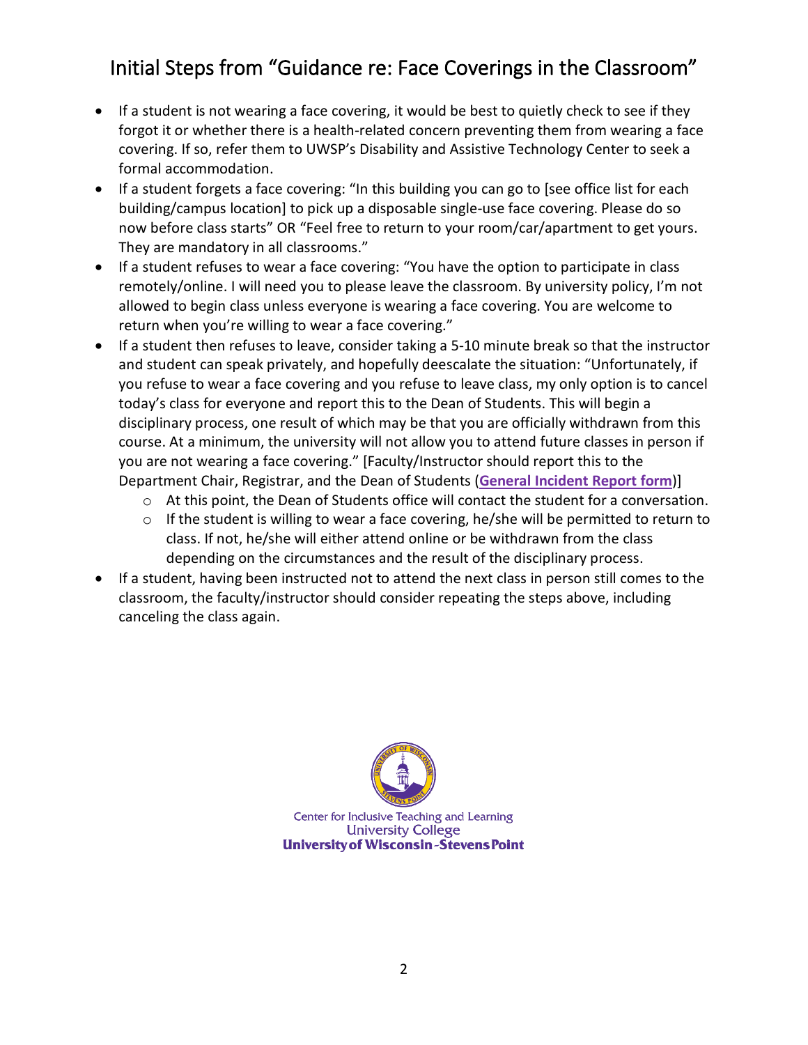# Initial Steps from "Guidance re: Face Coverings in the Classroom"

- If a student is not wearing a face covering, it would be best to quietly check to see if they forgot it or whether there is a health-related concern preventing them from wearing a face covering. If so, refer them to UWSP's Disability and Assistive Technology Center to seek a formal accommodation.
- If a student forgets a face covering: "In this building you can go to [see office list for each building/campus location] to pick up a disposable single-use face covering. Please do so now before class starts" OR "Feel free to return to your room/car/apartment to get yours. They are mandatory in all classrooms."
- If a student refuses to wear a face covering: "You have the option to participate in class remotely/online. I will need you to please leave the classroom. By university policy, I'm not allowed to begin class unless everyone is wearing a face covering. You are welcome to return when you're willing to wear a face covering."
- If a student then refuses to leave, consider taking a 5-10 minute break so that the instructor and student can speak privately, and hopefully deescalate the situation: "Unfortunately, if you refuse to wear a face covering and you refuse to leave class, my only option is to cancel today's class for everyone and report this to the Dean of Students. This will begin a disciplinary process, one result of which may be that you are officially withdrawn from this course. At a minimum, the university will not allow you to attend future classes in person if you are not wearing a face covering." [Faculty/Instructor should report this to the Department Chair, Registrar, and the Dean of Students (**General Incident Report form**)]
  - At this point, the Dean of Students office will contact the student for a conversation.
  - If the student is willing to wear a face covering, he/she will be permitted to return to class. If not, he/she will either attend online or be withdrawn from the class depending on the circumstances and the result of the disciplinary process.
- If a student, having been instructed not to attend the next class in person still comes to the classroom, the faculty/instructor should consider repeating the steps above, including canceling the class again.

Center for Inclusive Teaching and Learning
University College
**University of Wisconsin-Stevens Point**